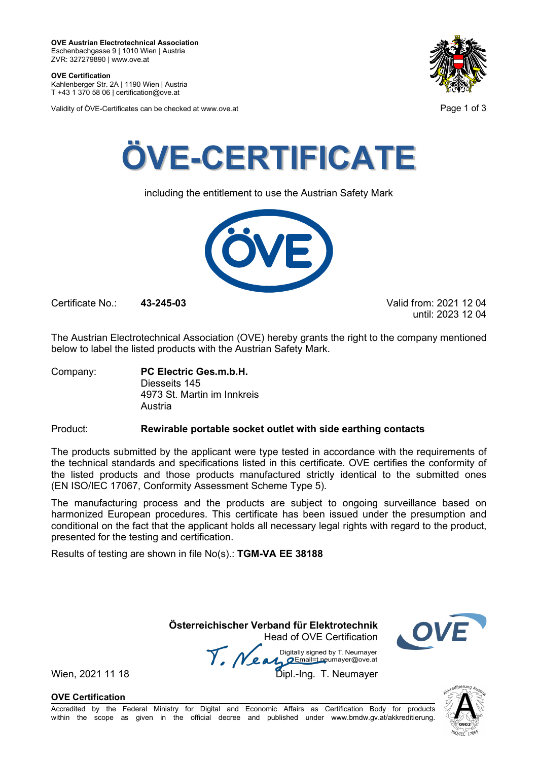**OVE Austrian Electrotechnical Association**
Eschenbachgasse 9 | 1010 Wien | Austria
ZVR: 327279890 | www.ove.at

**OVE Certification**
Kahlenberger Str. 2A | 1190 Wien | Austria
T +43 1 370 58 06 | certification@ove.at

Validity of ÖVE-Certificates can be checked at www.ove.at

# ÖVE-CERTIFICATE

including the entitlement to use the Austrian Safety Mark

Certificate No.: **43-245-03**

Valid from: 2021 12 04
until: 2023 12 04

The Austrian Electrotechnical Association (OVE) hereby grants the right to the company mentioned below to label the listed products with the Austrian Safety Mark.

Company: **PC Electric Ges.m.b.H.**
Diesseits 145
4973 St. Martin im Innkreis
Austria

Product: **Rewirable portable socket outlet with side earthing contacts**

The products submitted by the applicant were type tested in accordance with the requirements of the technical standards and specifications listed in this certificate. OVE certifies the conformity of the listed products and those products manufactured strictly identical to the submitted ones (EN ISO/IEC 17067, Conformity Assessment Scheme Type 5).

The manufacturing process and the products are subject to ongoing surveillance based on harmonized European procedures. This certificate has been issued under the presumption and conditional on the fact that the applicant holds all necessary legal rights with regard to the product, presented for the testing and certification.

Results of testing are shown in file No(s).: **TGM-VA EE 38188**

**Österreichischer Verband für Elektrotechnik**
Head of OVE Certification

Digitally signed by T. Neumayer
Email=t.neumayer@ove.at

Wien, 2021 11 18

Dipl.-Ing. T. Neumayer

**OVE Certification**

Accredited by the Federal Ministry for Digital and Economic Affairs as Certification Body for products within the scope as given in the official decree and published under www.bmdw.gv.at/akkreditierung.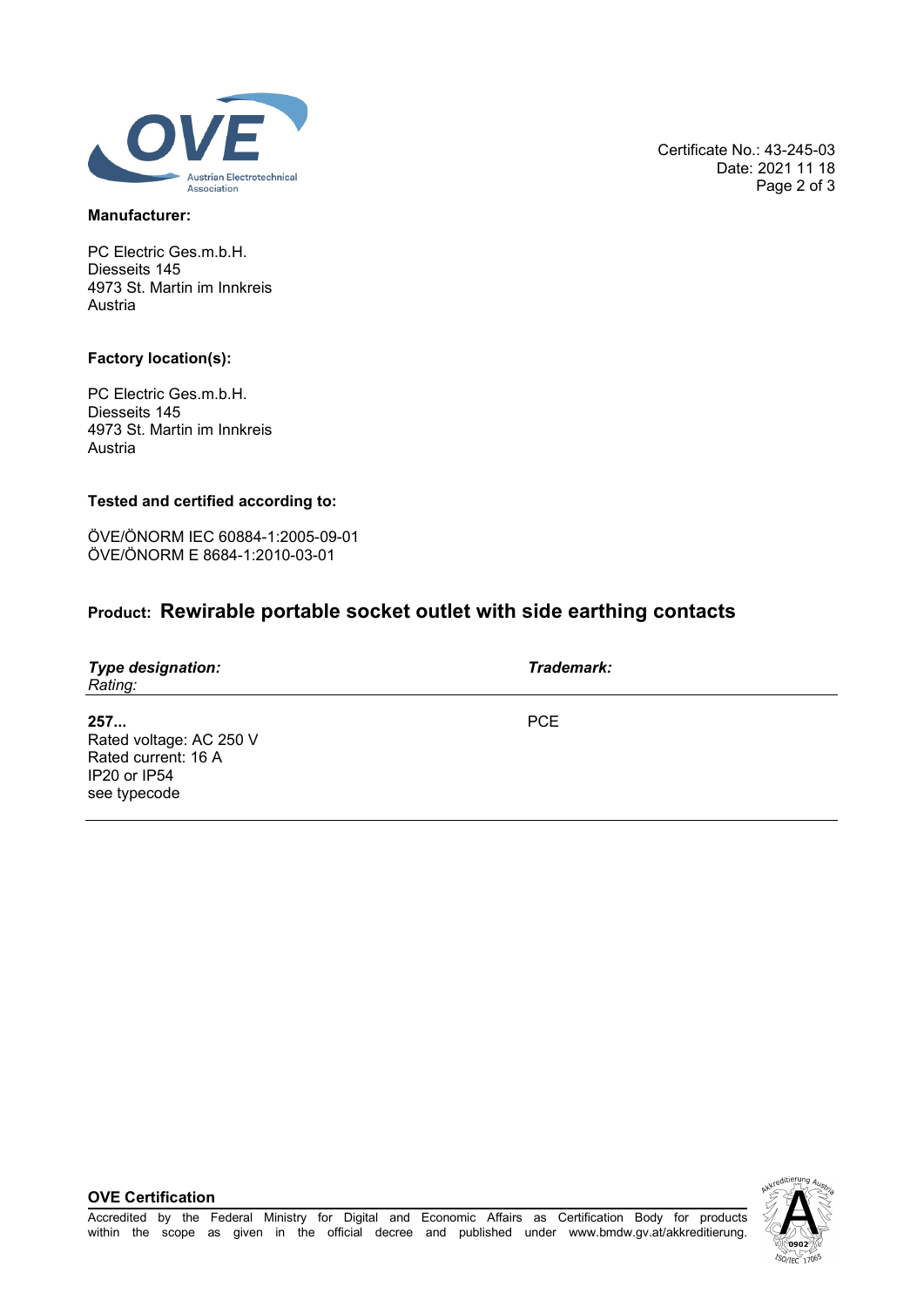Certificate No.: 43-245-03
Date: 2021 11 18

**Manufacturer:**

PC Electric Ges.m.b.H.
Diesseits 145
4973 St. Martin im Innkreis
Austria

**Factory location(s):**

PC Electric Ges.m.b.H.
Diesseits 145
4973 St. Martin im Innkreis
Austria

**Tested and certified according to:**

ÖVE/ÖNORM IEC 60884-1:2005-09-01
ÖVE/ÖNORM E 8684-1:2010-03-01

## **Product:** Rewirable portable socket outlet with side earthing contacts

| ***Type designation:***<br>*Rating:* | ***Trademark:*** |
|---|---|
| **257...**<br>Rated voltage: AC 250 V<br>Rated current: 16 A<br>IP20 or IP54<br>see typecode | PCE |

**OVE Certification**

Accredited by the Federal Ministry for Digital and Economic Affairs as Certification Body for products within the scope as given in the official decree and published under www.bmdw.gv.at/akkreditierung.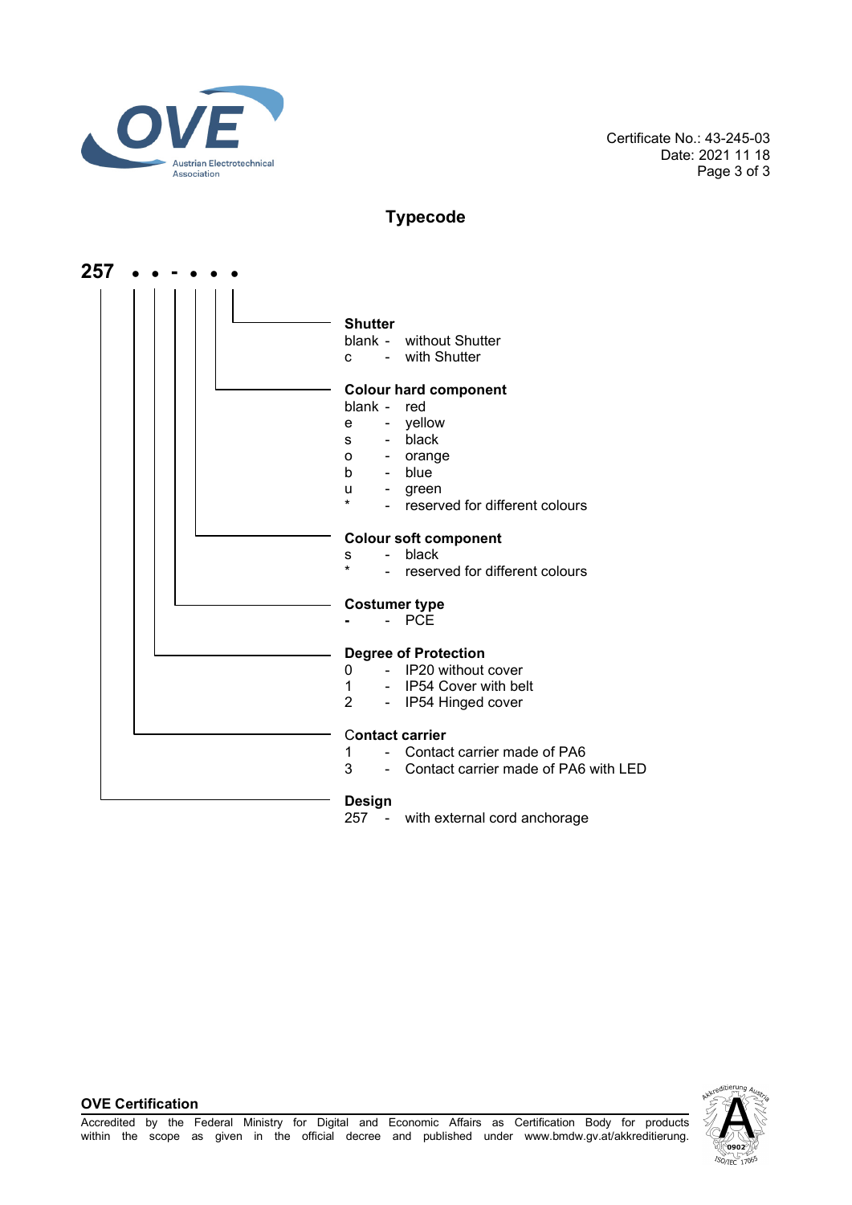# Typecode

**257 • • - • • •**

**Shutter**
blank - without Shutter
c - with Shutter

**Colour hard component**
blank - red
e - yellow
s - black
o - orange
b - blue
u - green
* - reserved for different colours

**Colour soft component**
s - black
* - reserved for different colours

**Costumer type**
**-** - PCE

**Degree of Protection**
0 - IP20 without cover
1 - IP54 Cover with belt
2 - IP54 Hinged cover

**Contact carrier**
1 - Contact carrier made of PA6
3 - Contact carrier made of PA6 with LED

**Design**
257 - with external cord anchorage

**OVE Certification**

Accredited by the Federal Ministry for Digital and Economic Affairs as Certification Body for products within the scope as given in the official decree and published under www.bmdw.gv.at/akkreditierung.